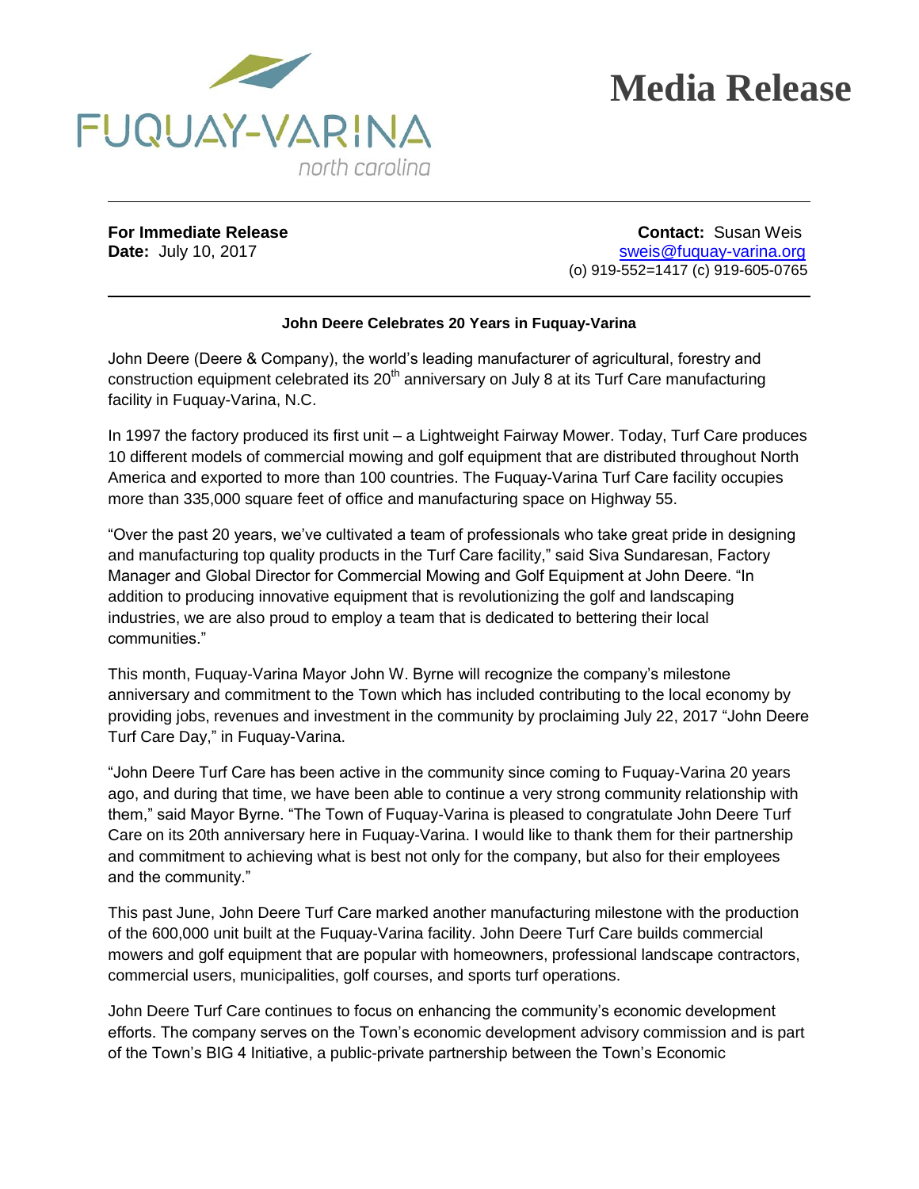FUQUAY-VARINA
north carolina

# Media Release

**For Immediate Release**
**Date:** July 10, 2017

**Contact:** Susan Weis
sweis@fuquay-varina.org
(o) 919-552=1417 (c) 919-605-0765

**John Deere Celebrates 20 Years in Fuquay-Varina**

John Deere (Deere & Company), the world's leading manufacturer of agricultural, forestry and construction equipment celebrated its 20th anniversary on July 8 at its Turf Care manufacturing facility in Fuquay-Varina, N.C.

In 1997 the factory produced its first unit – a Lightweight Fairway Mower. Today, Turf Care produces 10 different models of commercial mowing and golf equipment that are distributed throughout North America and exported to more than 100 countries. The Fuquay-Varina Turf Care facility occupies more than 335,000 square feet of office and manufacturing space on Highway 55.

"Over the past 20 years, we've cultivated a team of professionals who take great pride in designing and manufacturing top quality products in the Turf Care facility," said Siva Sundaresan, Factory Manager and Global Director for Commercial Mowing and Golf Equipment at John Deere. "In addition to producing innovative equipment that is revolutionizing the golf and landscaping industries, we are also proud to employ a team that is dedicated to bettering their local communities."

This month, Fuquay-Varina Mayor John W. Byrne will recognize the company's milestone anniversary and commitment to the Town which has included contributing to the local economy by providing jobs, revenues and investment in the community by proclaiming July 22, 2017 "John Deere Turf Care Day," in Fuquay-Varina.

"John Deere Turf Care has been active in the community since coming to Fuquay-Varina 20 years ago, and during that time, we have been able to continue a very strong community relationship with them," said Mayor Byrne. "The Town of Fuquay-Varina is pleased to congratulate John Deere Turf Care on its 20th anniversary here in Fuquay-Varina. I would like to thank them for their partnership and commitment to achieving what is best not only for the company, but also for their employees and the community."

This past June, John Deere Turf Care marked another manufacturing milestone with the production of the 600,000 unit built at the Fuquay-Varina facility. John Deere Turf Care builds commercial mowers and golf equipment that are popular with homeowners, professional landscape contractors, commercial users, municipalities, golf courses, and sports turf operations.

John Deere Turf Care continues to focus on enhancing the community's economic development efforts. The company serves on the Town's economic development advisory commission and is part of the Town's BIG 4 Initiative, a public-private partnership between the Town's Economic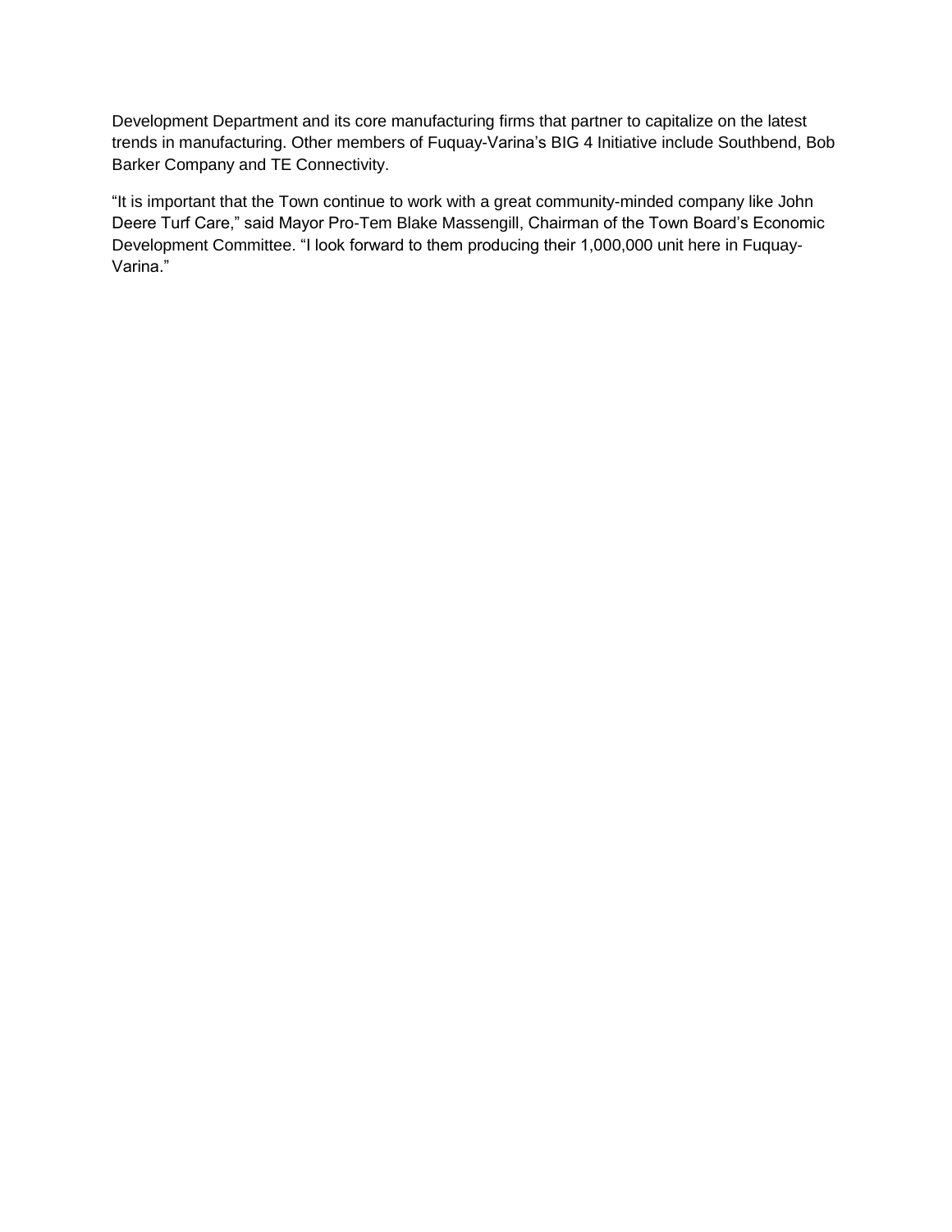Development Department and its core manufacturing firms that partner to capitalize on the latest trends in manufacturing. Other members of Fuquay-Varina's BIG 4 Initiative include Southbend, Bob Barker Company and TE Connectivity.

"It is important that the Town continue to work with a great community-minded company like John Deere Turf Care," said Mayor Pro-Tem Blake Massengill, Chairman of the Town Board's Economic Development Committee. "I look forward to them producing their 1,000,000 unit here in Fuquay-Varina."